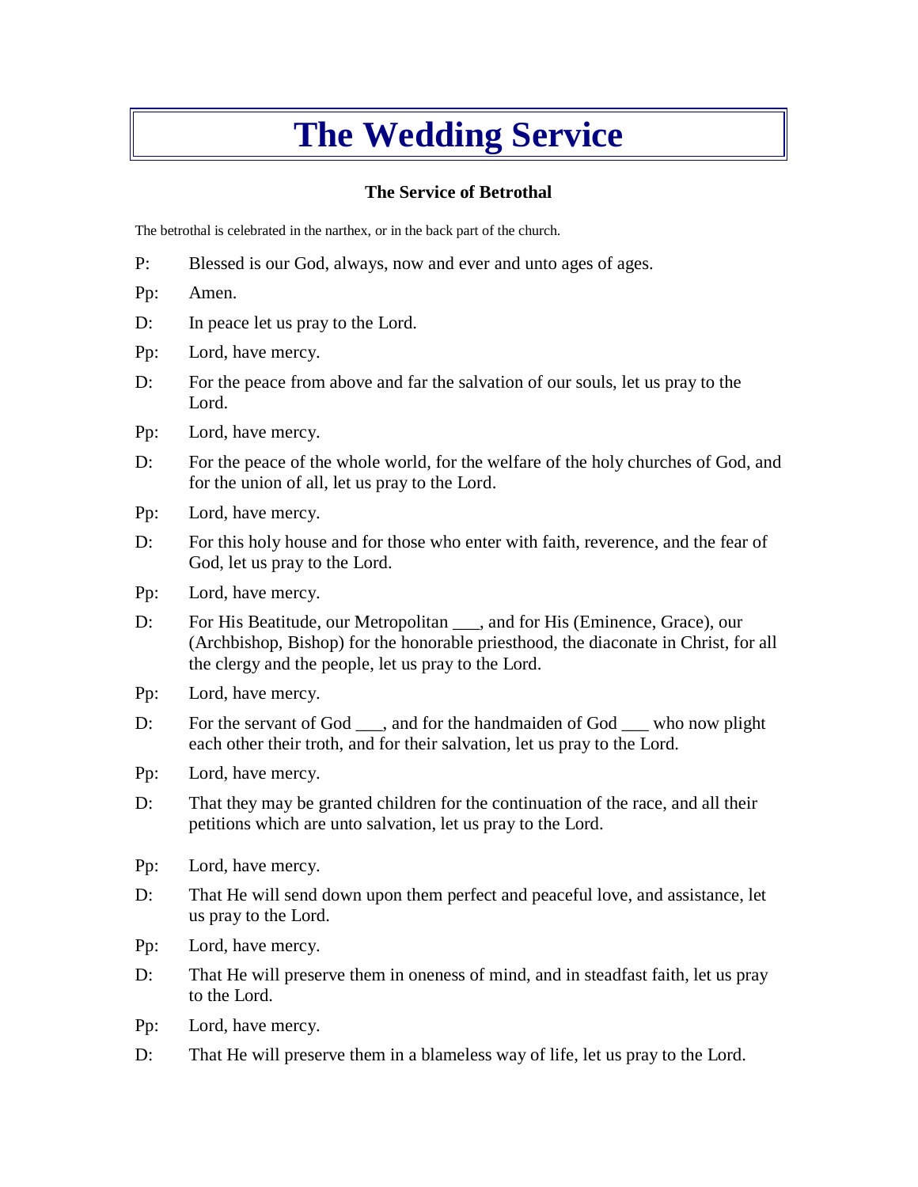# The Wedding Service

### The Service of Betrothal

The betrothal is celebrated in the narthex, or in the back part of the church.

P: Blessed is our God, always, now and ever and unto ages of ages.

Pp: Amen.

D: In peace let us pray to the Lord.

Pp: Lord, have mercy.

D: For the peace from above and far the salvation of our souls, let us pray to the Lord.

Pp: Lord, have mercy.

D: For the peace of the whole world, for the welfare of the holy churches of God, and for the union of all, let us pray to the Lord.

Pp: Lord, have mercy.

D: For this holy house and for those who enter with faith, reverence, and the fear of God, let us pray to the Lord.

Pp: Lord, have mercy.

D: For His Beatitude, our Metropolitan ___, and for His (Eminence, Grace), our (Archbishop, Bishop) for the honorable priesthood, the diaconate in Christ, for all the clergy and the people, let us pray to the Lord.

Pp: Lord, have mercy.

D: For the servant of God ___, and for the handmaiden of God ___ who now plight each other their troth, and for their salvation, let us pray to the Lord.

Pp: Lord, have mercy.

D: That they may be granted children for the continuation of the race, and all their petitions which are unto salvation, let us pray to the Lord.

Pp: Lord, have mercy.

D: That He will send down upon them perfect and peaceful love, and assistance, let us pray to the Lord.

Pp: Lord, have mercy.

D: That He will preserve them in oneness of mind, and in steadfast faith, let us pray to the Lord.

Pp: Lord, have mercy.

D: That He will preserve them in a blameless way of life, let us pray to the Lord.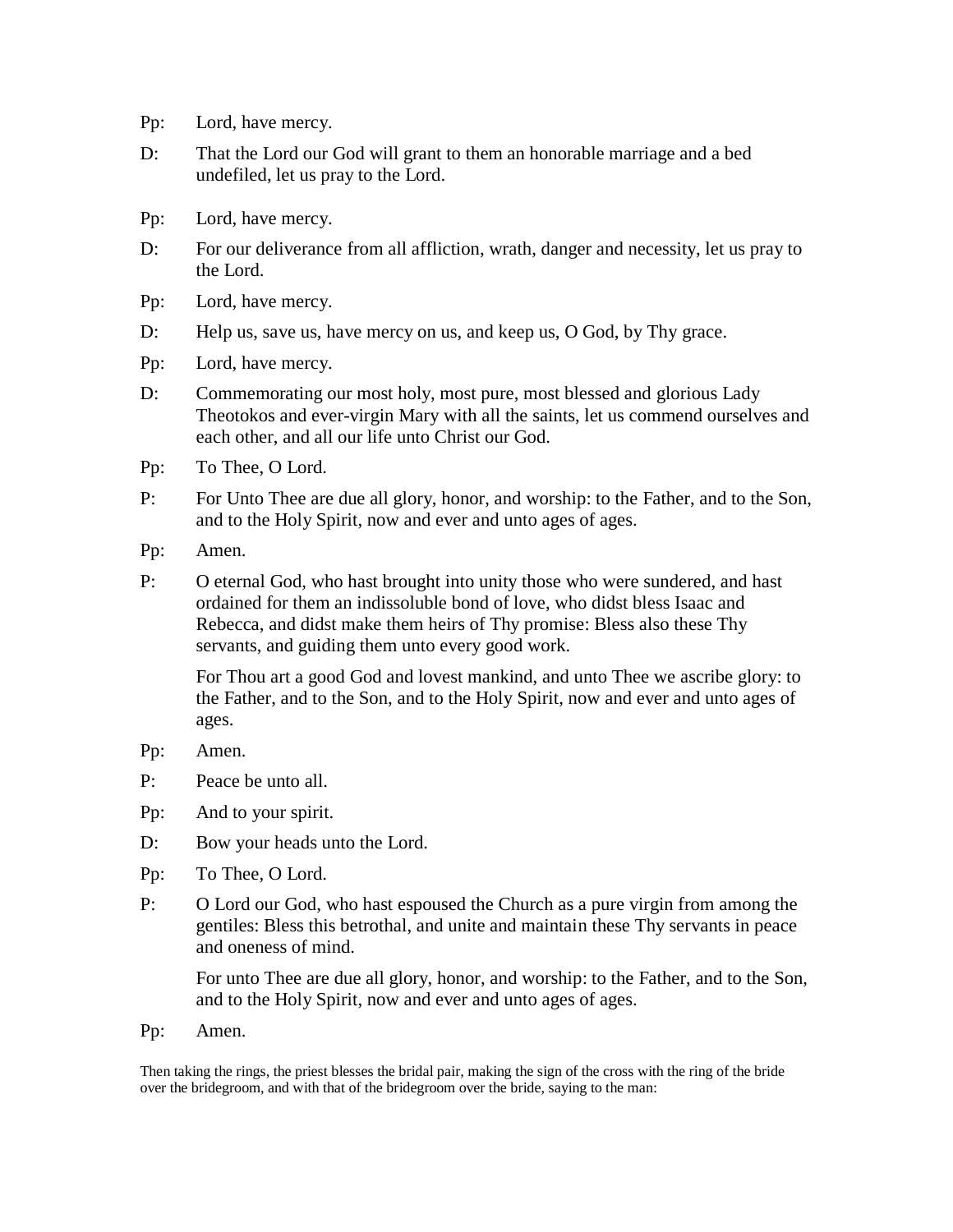Pp: Lord, have mercy.

D: That the Lord our God will grant to them an honorable marriage and a bed undefiled, let us pray to the Lord.

Pp: Lord, have mercy.

D: For our deliverance from all affliction, wrath, danger and necessity, let us pray to the Lord.

Pp: Lord, have mercy.

D: Help us, save us, have mercy on us, and keep us, O God, by Thy grace.

Pp: Lord, have mercy.

D: Commemorating our most holy, most pure, most blessed and glorious Lady Theotokos and ever-virgin Mary with all the saints, let us commend ourselves and each other, and all our life unto Christ our God.

Pp: To Thee, O Lord.

P: For Unto Thee are due all glory, honor, and worship: to the Father, and to the Son, and to the Holy Spirit, now and ever and unto ages of ages.

Pp: Amen.

P: O eternal God, who hast brought into unity those who were sundered, and hast ordained for them an indissoluble bond of love, who didst bless Isaac and Rebecca, and didst make them heirs of Thy promise: Bless also these Thy servants, and guiding them unto every good work.

For Thou art a good God and lovest mankind, and unto Thee we ascribe glory: to the Father, and to the Son, and to the Holy Spirit, now and ever and unto ages of ages.

Pp: Amen.

P: Peace be unto all.

Pp: And to your spirit.

D: Bow your heads unto the Lord.

Pp: To Thee, O Lord.

P: O Lord our God, who hast espoused the Church as a pure virgin from among the gentiles: Bless this betrothal, and unite and maintain these Thy servants in peace and oneness of mind.

For unto Thee are due all glory, honor, and worship: to the Father, and to the Son, and to the Holy Spirit, now and ever and unto ages of ages.

Pp: Amen.

Then taking the rings, the priest blesses the bridal pair, making the sign of the cross with the ring of the bride over the bridegroom, and with that of the bridegroom over the bride, saying to the man: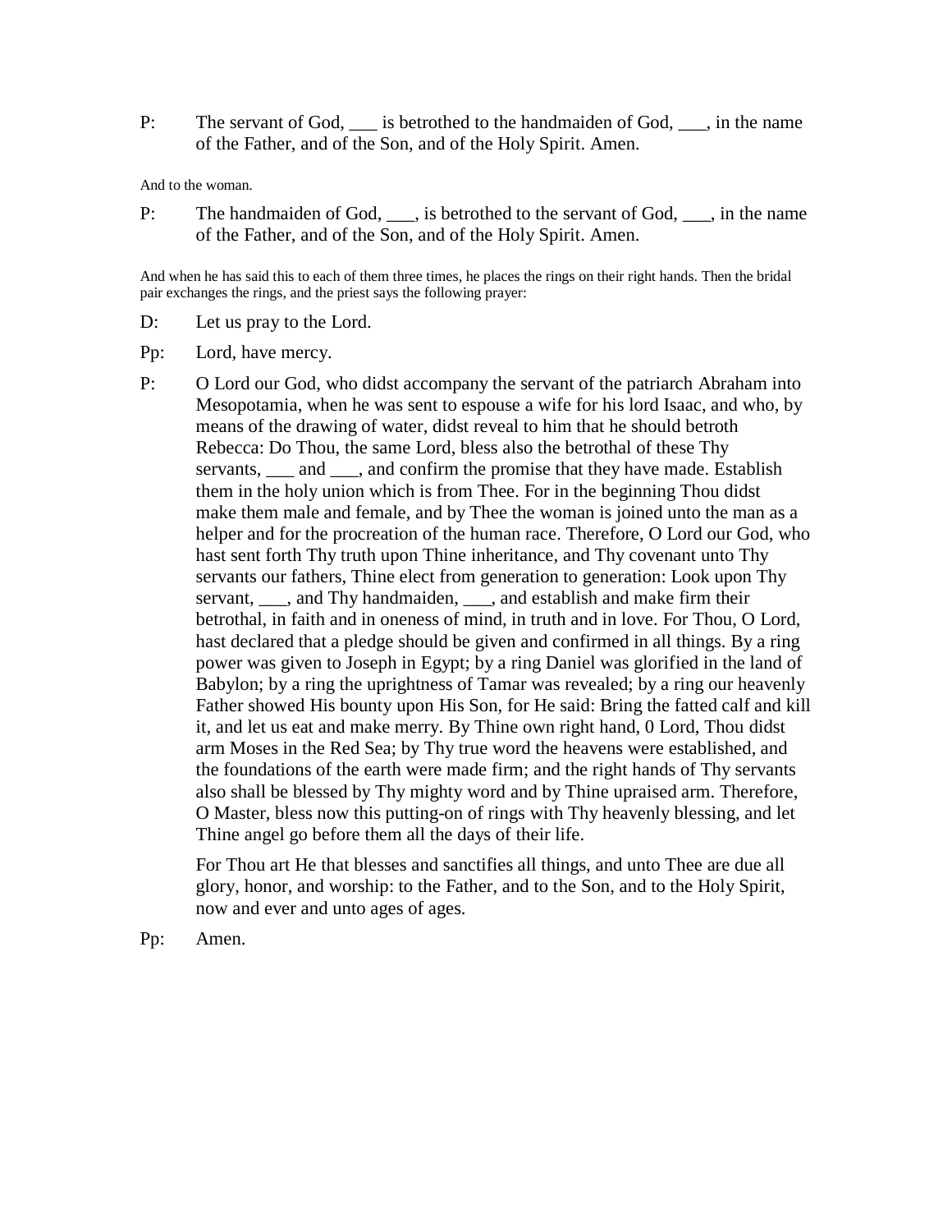P: The servant of God, ___ is betrothed to the handmaiden of God, ___, in the name of the Father, and of the Son, and of the Holy Spirit. Amen.

And to the woman.

P: The handmaiden of God, ___, is betrothed to the servant of God, ___, in the name of the Father, and of the Son, and of the Holy Spirit. Amen.

And when he has said this to each of them three times, he places the rings on their right hands. Then the bridal pair exchanges the rings, and the priest says the following prayer:

D: Let us pray to the Lord.

Pp: Lord, have mercy.

P: O Lord our God, who didst accompany the servant of the patriarch Abraham into Mesopotamia, when he was sent to espouse a wife for his lord Isaac, and who, by means of the drawing of water, didst reveal to him that he should betroth Rebecca: Do Thou, the same Lord, bless also the betrothal of these Thy servants, ___ and ___, and confirm the promise that they have made. Establish them in the holy union which is from Thee. For in the beginning Thou didst make them male and female, and by Thee the woman is joined unto the man as a helper and for the procreation of the human race. Therefore, O Lord our God, who hast sent forth Thy truth upon Thine inheritance, and Thy covenant unto Thy servants our fathers, Thine elect from generation to generation: Look upon Thy servant, ___, and Thy handmaiden, ___, and establish and make firm their betrothal, in faith and in oneness of mind, in truth and in love. For Thou, O Lord, hast declared that a pledge should be given and confirmed in all things. By a ring power was given to Joseph in Egypt; by a ring Daniel was glorified in the land of Babylon; by a ring the uprightness of Tamar was revealed; by a ring our heavenly Father showed His bounty upon His Son, for He said: Bring the fatted calf and kill it, and let us eat and make merry. By Thine own right hand, 0 Lord, Thou didst arm Moses in the Red Sea; by Thy true word the heavens were established, and the foundations of the earth were made firm; and the right hands of Thy servants also shall be blessed by Thy mighty word and by Thine upraised arm. Therefore, O Master, bless now this putting-on of rings with Thy heavenly blessing, and let Thine angel go before them all the days of their life.

For Thou art He that blesses and sanctifies all things, and unto Thee are due all glory, honor, and worship: to the Father, and to the Son, and to the Holy Spirit, now and ever and unto ages of ages.

Pp: Amen.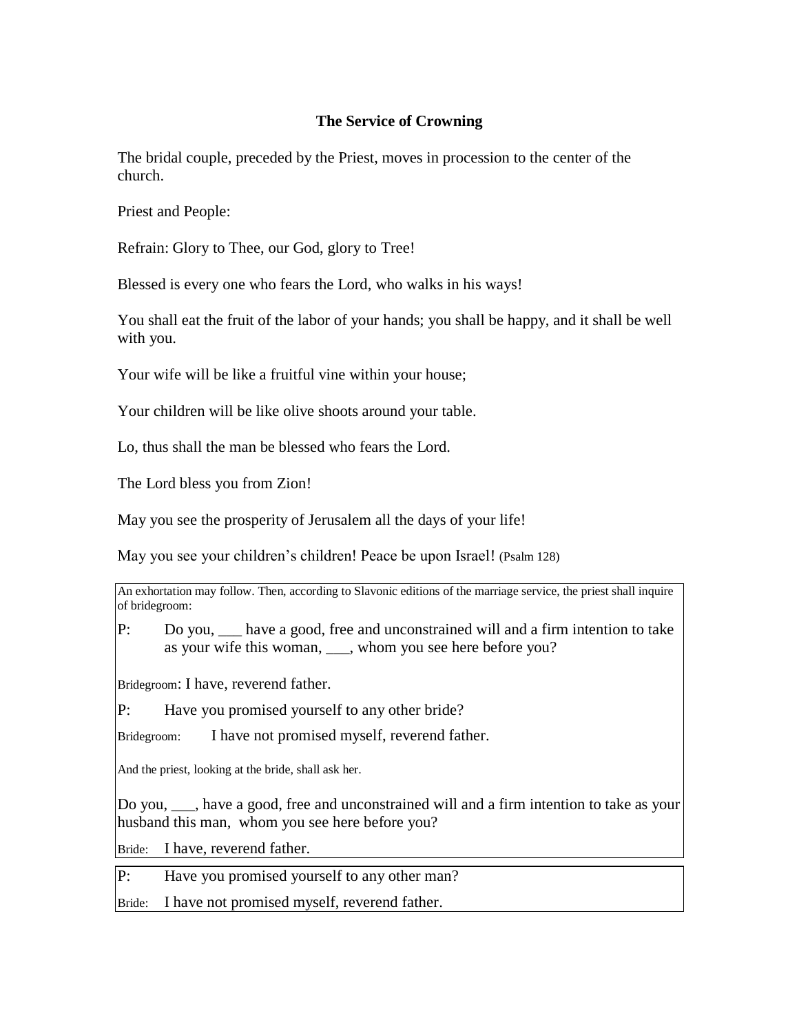### The Service of Crowning

The bridal couple, preceded by the Priest, moves in procession to the center of the church.

Priest and People:

Refrain: Glory to Thee, our God, glory to Tree!

Blessed is every one who fears the Lord, who walks in his ways!

You shall eat the fruit of the labor of your hands; you shall be happy, and it shall be well with you.

Your wife will be like a fruitful vine within your house;

Your children will be like olive shoots around your table.

Lo, thus shall the man be blessed who fears the Lord.

The Lord bless you from Zion!

May you see the prosperity of Jerusalem all the days of your life!

May you see your children's children! Peace be upon Israel! (Psalm 128)

An exhortation may follow. Then, according to Slavonic editions of the marriage service, the priest shall inquire of bridegroom:

P: Do you, ___ have a good, free and unconstrained will and a firm intention to take as your wife this woman, ___, whom you see here before you?

Bridegroom: I have, reverend father.

P: Have you promised yourself to any other bride?

Bridegroom: I have not promised myself, reverend father.

And the priest, looking at the bride, shall ask her.

Do you, ___, have a good, free and unconstrained will and a firm intention to take as your husband this man, whom you see here before you?

Bride: I have, reverend father.

P: Have you promised yourself to any other man?

Bride: I have not promised myself, reverend father.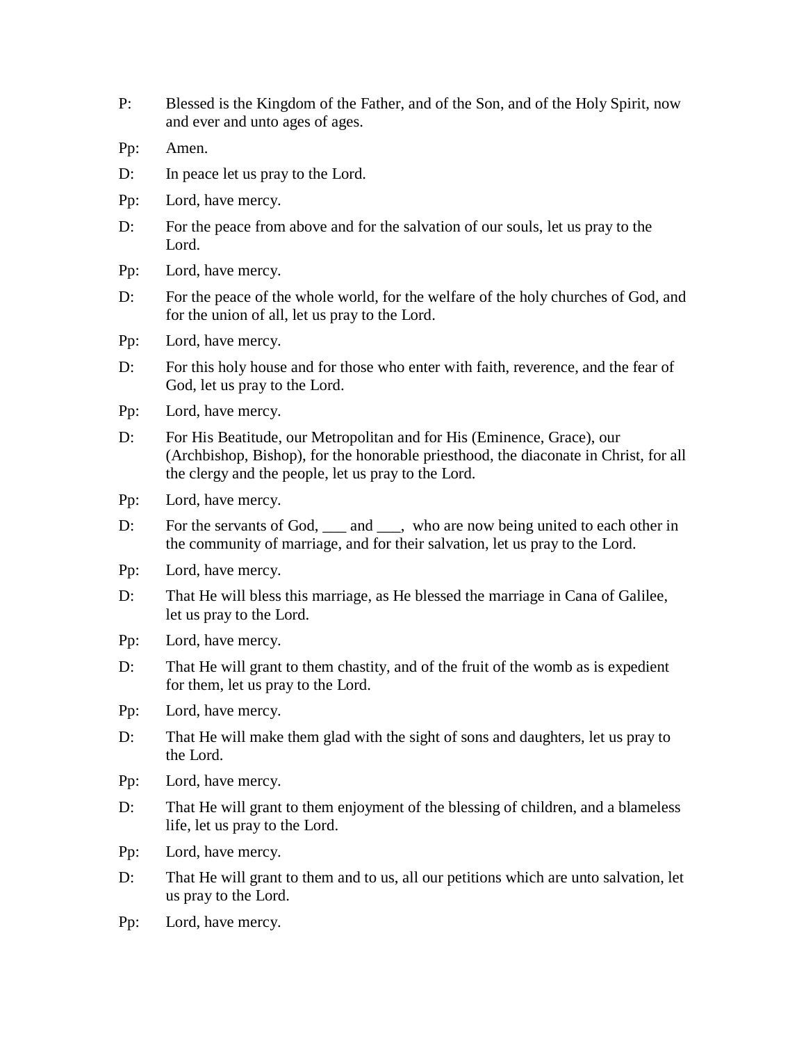P: Blessed is the Kingdom of the Father, and of the Son, and of the Holy Spirit, now and ever and unto ages of ages.

Pp: Amen.

D: In peace let us pray to the Lord.

Pp: Lord, have mercy.

D: For the peace from above and for the salvation of our souls, let us pray to the Lord.

Pp: Lord, have mercy.

D: For the peace of the whole world, for the welfare of the holy churches of God, and for the union of all, let us pray to the Lord.

Pp: Lord, have mercy.

D: For this holy house and for those who enter with faith, reverence, and the fear of God, let us pray to the Lord.

Pp: Lord, have mercy.

D: For His Beatitude, our Metropolitan and for His (Eminence, Grace), our (Archbishop, Bishop), for the honorable priesthood, the diaconate in Christ, for all the clergy and the people, let us pray to the Lord.

Pp: Lord, have mercy.

D: For the servants of God, ___ and ___, who are now being united to each other in the community of marriage, and for their salvation, let us pray to the Lord.

Pp: Lord, have mercy.

D: That He will bless this marriage, as He blessed the marriage in Cana of Galilee, let us pray to the Lord.

Pp: Lord, have mercy.

D: That He will grant to them chastity, and of the fruit of the womb as is expedient for them, let us pray to the Lord.

Pp: Lord, have mercy.

D: That He will make them glad with the sight of sons and daughters, let us pray to the Lord.

Pp: Lord, have mercy.

D: That He will grant to them enjoyment of the blessing of children, and a blameless life, let us pray to the Lord.

Pp: Lord, have mercy.

D: That He will grant to them and to us, all our petitions which are unto salvation, let us pray to the Lord.

Pp: Lord, have mercy.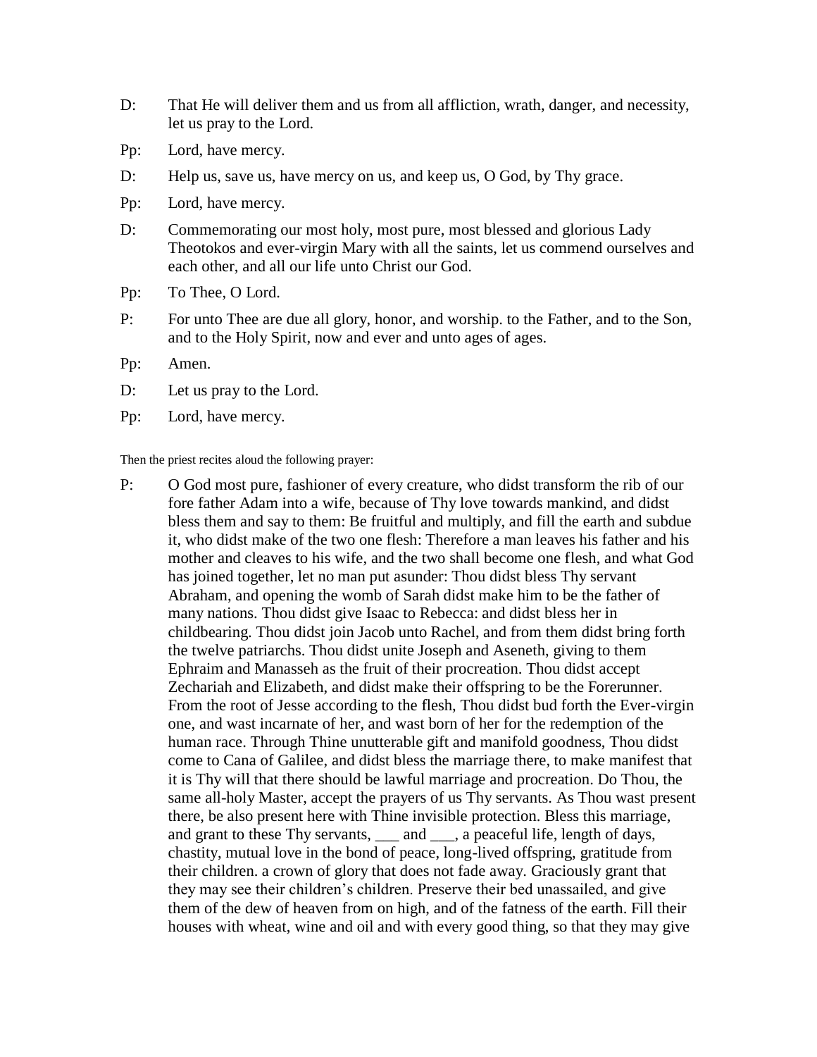D: That He will deliver them and us from all affliction, wrath, danger, and necessity, let us pray to the Lord.

Pp: Lord, have mercy.

D: Help us, save us, have mercy on us, and keep us, O God, by Thy grace.

Pp: Lord, have mercy.

D: Commemorating our most holy, most pure, most blessed and glorious Lady Theotokos and ever-virgin Mary with all the saints, let us commend ourselves and each other, and all our life unto Christ our God.

Pp: To Thee, O Lord.

P: For unto Thee are due all glory, honor, and worship. to the Father, and to the Son, and to the Holy Spirit, now and ever and unto ages of ages.

Pp: Amen.

D: Let us pray to the Lord.

Pp: Lord, have mercy.

Then the priest recites aloud the following prayer:

P: O God most pure, fashioner of every creature, who didst transform the rib of our fore father Adam into a wife, because of Thy love towards mankind, and didst bless them and say to them: Be fruitful and multiply, and fill the earth and subdue it, who didst make of the two one flesh: Therefore a man leaves his father and his mother and cleaves to his wife, and the two shall become one flesh, and what God has joined together, let no man put asunder: Thou didst bless Thy servant Abraham, and opening the womb of Sarah didst make him to be the father of many nations. Thou didst give Isaac to Rebecca: and didst bless her in childbearing. Thou didst join Jacob unto Rachel, and from them didst bring forth the twelve patriarchs. Thou didst unite Joseph and Aseneth, giving to them Ephraim and Manasseh as the fruit of their procreation. Thou didst accept Zechariah and Elizabeth, and didst make their offspring to be the Forerunner. From the root of Jesse according to the flesh, Thou didst bud forth the Ever-virgin one, and wast incarnate of her, and wast born of her for the redemption of the human race. Through Thine unutterable gift and manifold goodness, Thou didst come to Cana of Galilee, and didst bless the marriage there, to make manifest that it is Thy will that there should be lawful marriage and procreation. Do Thou, the same all-holy Master, accept the prayers of us Thy servants. As Thou wast present there, be also present here with Thine invisible protection. Bless this marriage, and grant to these Thy servants, ___ and ___, a peaceful life, length of days, chastity, mutual love in the bond of peace, long-lived offspring, gratitude from their children. a crown of glory that does not fade away. Graciously grant that they may see their children's children. Preserve their bed unassailed, and give them of the dew of heaven from on high, and of the fatness of the earth. Fill their houses with wheat, wine and oil and with every good thing, so that they may give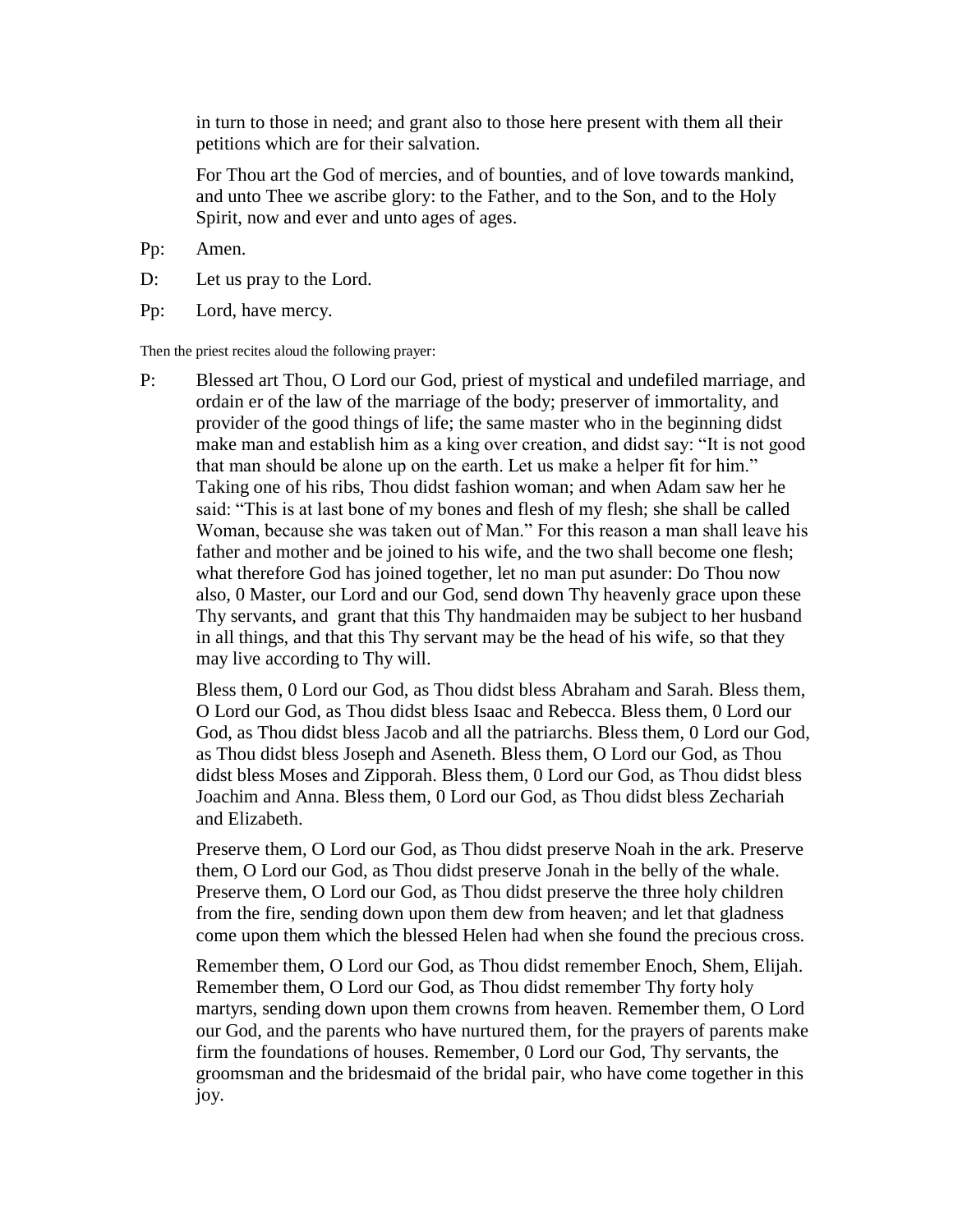in turn to those in need; and grant also to those here present with them all their petitions which are for their salvation.

For Thou art the God of mercies, and of bounties, and of love towards mankind, and unto Thee we ascribe glory: to the Father, and to the Son, and to the Holy Spirit, now and ever and unto ages of ages.

Pp: Amen.

D: Let us pray to the Lord.

Pp: Lord, have mercy.

Then the priest recites aloud the following prayer:

P: Blessed art Thou, O Lord our God, priest of mystical and undefiled marriage, and ordain er of the law of the marriage of the body; preserver of immortality, and provider of the good things of life; the same master who in the beginning didst make man and establish him as a king over creation, and didst say: "It is not good that man should be alone up on the earth. Let us make a helper fit for him." Taking one of his ribs, Thou didst fashion woman; and when Adam saw her he said: "This is at last bone of my bones and flesh of my flesh; she shall be called Woman, because she was taken out of Man." For this reason a man shall leave his father and mother and be joined to his wife, and the two shall become one flesh; what therefore God has joined together, let no man put asunder: Do Thou now also, 0 Master, our Lord and our God, send down Thy heavenly grace upon these Thy servants, and grant that this Thy handmaiden may be subject to her husband in all things, and that this Thy servant may be the head of his wife, so that they may live according to Thy will.

Bless them, 0 Lord our God, as Thou didst bless Abraham and Sarah. Bless them, O Lord our God, as Thou didst bless Isaac and Rebecca. Bless them, 0 Lord our God, as Thou didst bless Jacob and all the patriarchs. Bless them, 0 Lord our God, as Thou didst bless Joseph and Aseneth. Bless them, O Lord our God, as Thou didst bless Moses and Zipporah. Bless them, 0 Lord our God, as Thou didst bless Joachim and Anna. Bless them, 0 Lord our God, as Thou didst bless Zechariah and Elizabeth.

Preserve them, O Lord our God, as Thou didst preserve Noah in the ark. Preserve them, O Lord our God, as Thou didst preserve Jonah in the belly of the whale. Preserve them, O Lord our God, as Thou didst preserve the three holy children from the fire, sending down upon them dew from heaven; and let that gladness come upon them which the blessed Helen had when she found the precious cross.

Remember them, O Lord our God, as Thou didst remember Enoch, Shem, Elijah. Remember them, O Lord our God, as Thou didst remember Thy forty holy martyrs, sending down upon them crowns from heaven. Remember them, O Lord our God, and the parents who have nurtured them, for the prayers of parents make firm the foundations of houses. Remember, 0 Lord our God, Thy servants, the groomsman and the bridesmaid of the bridal pair, who have come together in this joy.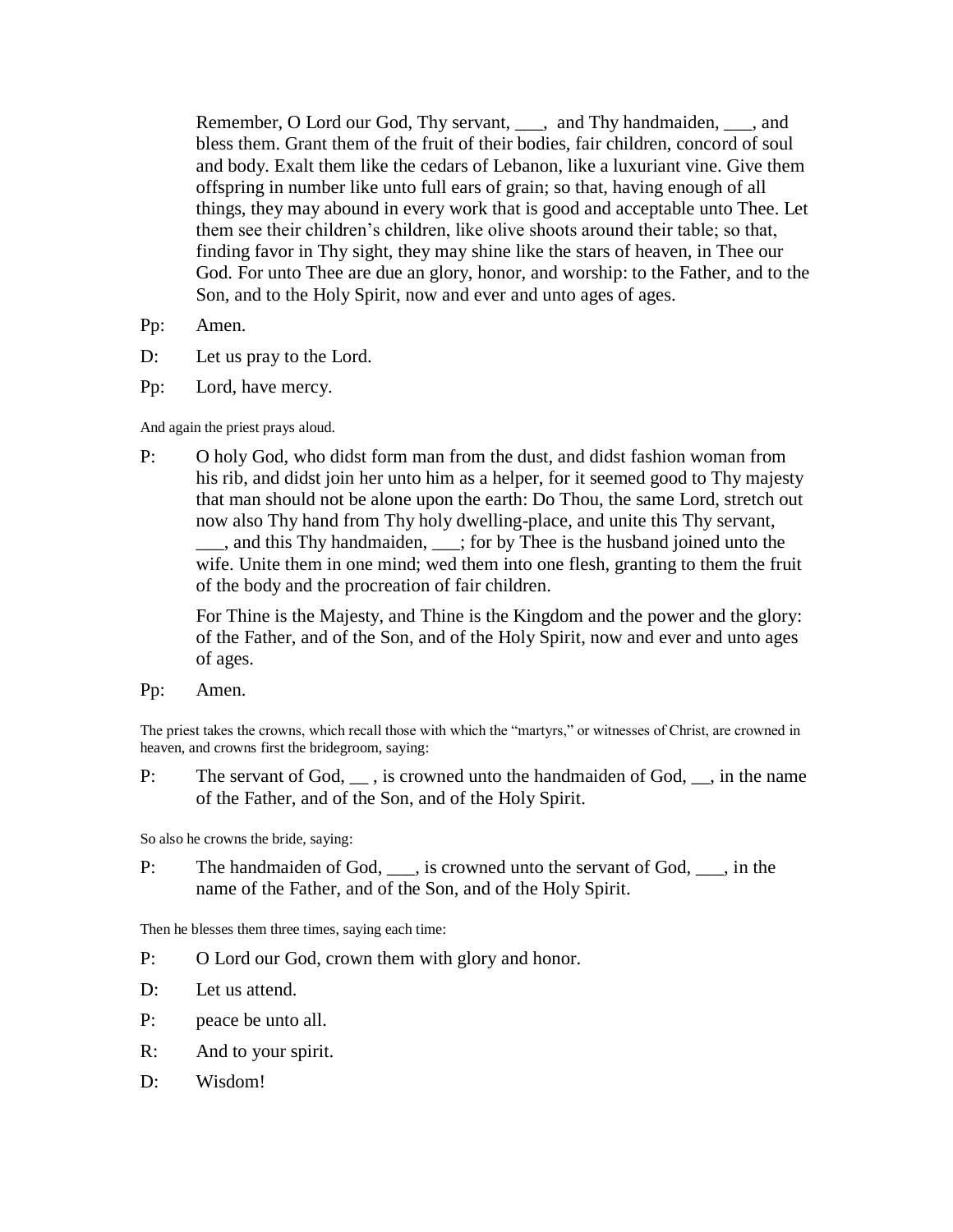Remember, O Lord our God, Thy servant, ___, and Thy handmaiden, ___, and bless them. Grant them of the fruit of their bodies, fair children, concord of soul and body. Exalt them like the cedars of Lebanon, like a luxuriant vine. Give them offspring in number like unto full ears of grain; so that, having enough of all things, they may abound in every work that is good and acceptable unto Thee. Let them see their children's children, like olive shoots around their table; so that, finding favor in Thy sight, they may shine like the stars of heaven, in Thee our God. For unto Thee are due an glory, honor, and worship: to the Father, and to the Son, and to the Holy Spirit, now and ever and unto ages of ages.

Pp: Amen.

D: Let us pray to the Lord.

Pp: Lord, have mercy.

And again the priest prays aloud.

P: O holy God, who didst form man from the dust, and didst fashion woman from his rib, and didst join her unto him as a helper, for it seemed good to Thy majesty that man should not be alone upon the earth: Do Thou, the same Lord, stretch out now also Thy hand from Thy holy dwelling-place, and unite this Thy servant, ___, and this Thy handmaiden, ___; for by Thee is the husband joined unto the wife. Unite them in one mind; wed them into one flesh, granting to them the fruit of the body and the procreation of fair children.

For Thine is the Majesty, and Thine is the Kingdom and the power and the glory: of the Father, and of the Son, and of the Holy Spirit, now and ever and unto ages of ages.

Pp: Amen.

The priest takes the crowns, which recall those with which the "martyrs," or witnesses of Christ, are crowned in heaven, and crowns first the bridegroom, saying:

P: The servant of God, __ , is crowned unto the handmaiden of God, __, in the name of the Father, and of the Son, and of the Holy Spirit.

So also he crowns the bride, saying:

P: The handmaiden of God, ___, is crowned unto the servant of God, ___, in the name of the Father, and of the Son, and of the Holy Spirit.

Then he blesses them three times, saying each time:

P: O Lord our God, crown them with glory and honor.

D: Let us attend.

P: peace be unto all.

R: And to your spirit.

D: Wisdom!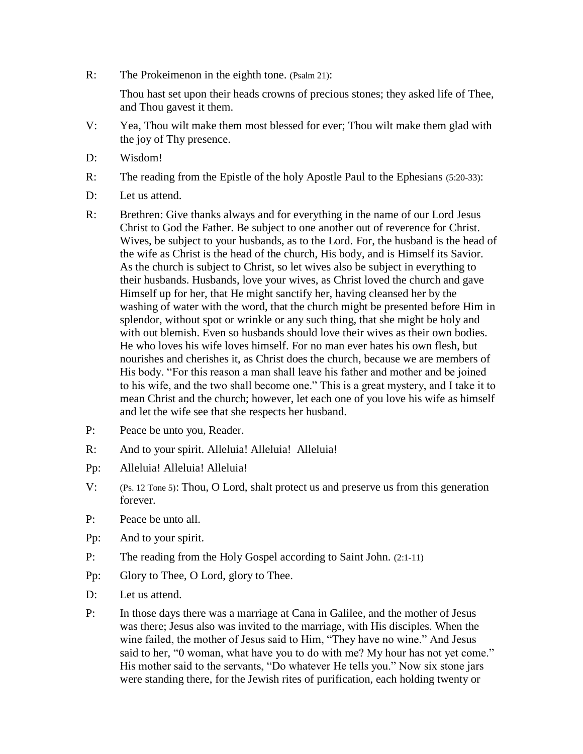R: The Prokeimenon in the eighth tone. (Psalm 21):

Thou hast set upon their heads crowns of precious stones; they asked life of Thee, and Thou gavest it them.

V: Yea, Thou wilt make them most blessed for ever; Thou wilt make them glad with the joy of Thy presence.

D: Wisdom!

R: The reading from the Epistle of the holy Apostle Paul to the Ephesians (5:20-33):

D: Let us attend.

R: Brethren: Give thanks always and for everything in the name of our Lord Jesus Christ to God the Father. Be subject to one another out of reverence for Christ. Wives, be subject to your husbands, as to the Lord. For, the husband is the head of the wife as Christ is the head of the church, His body, and is Himself its Savior. As the church is subject to Christ, so let wives also be subject in everything to their husbands. Husbands, love your wives, as Christ loved the church and gave Himself up for her, that He might sanctify her, having cleansed her by the washing of water with the word, that the church might be presented before Him in splendor, without spot or wrinkle or any such thing, that she might be holy and with out blemish. Even so husbands should love their wives as their own bodies. He who loves his wife loves himself. For no man ever hates his own flesh, but nourishes and cherishes it, as Christ does the church, because we are members of His body. "For this reason a man shall leave his father and mother and be joined to his wife, and the two shall become one." This is a great mystery, and I take it to mean Christ and the church; however, let each one of you love his wife as himself and let the wife see that she respects her husband.

P: Peace be unto you, Reader.

R: And to your spirit. Alleluia! Alleluia! Alleluia!

Pp: Alleluia! Alleluia! Alleluia!

V: (Ps. 12 Tone 5): Thou, O Lord, shalt protect us and preserve us from this generation forever.

P: Peace be unto all.

Pp: And to your spirit.

P: The reading from the Holy Gospel according to Saint John. (2:1-11)

Pp: Glory to Thee, O Lord, glory to Thee.

D: Let us attend.

P: In those days there was a marriage at Cana in Galilee, and the mother of Jesus was there; Jesus also was invited to the marriage, with His disciples. When the wine failed, the mother of Jesus said to Him, "They have no wine." And Jesus said to her, "0 woman, what have you to do with me? My hour has not yet come." His mother said to the servants, "Do whatever He tells you." Now six stone jars were standing there, for the Jewish rites of purification, each holding twenty or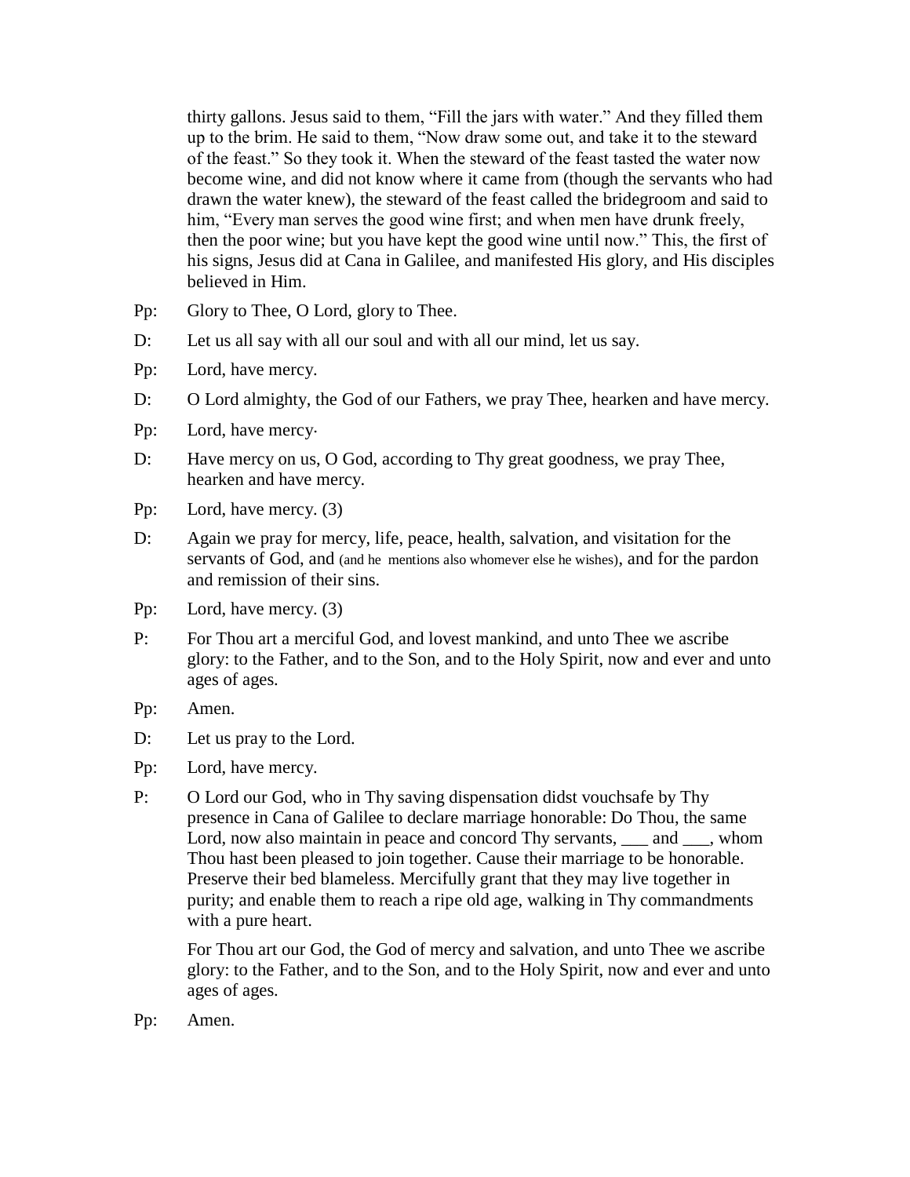thirty gallons. Jesus said to them, "Fill the jars with water." And they filled them up to the brim. He said to them, "Now draw some out, and take it to the steward of the feast." So they took it. When the steward of the feast tasted the water now become wine, and did not know where it came from (though the servants who had drawn the water knew), the steward of the feast called the bridegroom and said to him, "Every man serves the good wine first; and when men have drunk freely, then the poor wine; but you have kept the good wine until now." This, the first of his signs, Jesus did at Cana in Galilee, and manifested His glory, and His disciples believed in Him.

Pp: Glory to Thee, O Lord, glory to Thee.

D: Let us all say with all our soul and with all our mind, let us say.

Pp: Lord, have mercy.

D: O Lord almighty, the God of our Fathers, we pray Thee, hearken and have mercy.

Pp: Lord, have mercy·

D: Have mercy on us, O God, according to Thy great goodness, we pray Thee, hearken and have mercy.

Pp: Lord, have mercy. (3)

D: Again we pray for mercy, life, peace, health, salvation, and visitation for the servants of God, and (and he mentions also whomever else he wishes), and for the pardon and remission of their sins.

Pp: Lord, have mercy. (3)

P: For Thou art a merciful God, and lovest mankind, and unto Thee we ascribe glory: to the Father, and to the Son, and to the Holy Spirit, now and ever and unto ages of ages.

Pp: Amen.

D: Let us pray to the Lord.

Pp: Lord, have mercy.

P: O Lord our God, who in Thy saving dispensation didst vouchsafe by Thy presence in Cana of Galilee to declare marriage honorable: Do Thou, the same Lord, now also maintain in peace and concord Thy servants, ___ and ___, whom Thou hast been pleased to join together. Cause their marriage to be honorable. Preserve their bed blameless. Mercifully grant that they may live together in purity; and enable them to reach a ripe old age, walking in Thy commandments with a pure heart.

For Thou art our God, the God of mercy and salvation, and unto Thee we ascribe glory: to the Father, and to the Son, and to the Holy Spirit, now and ever and unto ages of ages.

Pp: Amen.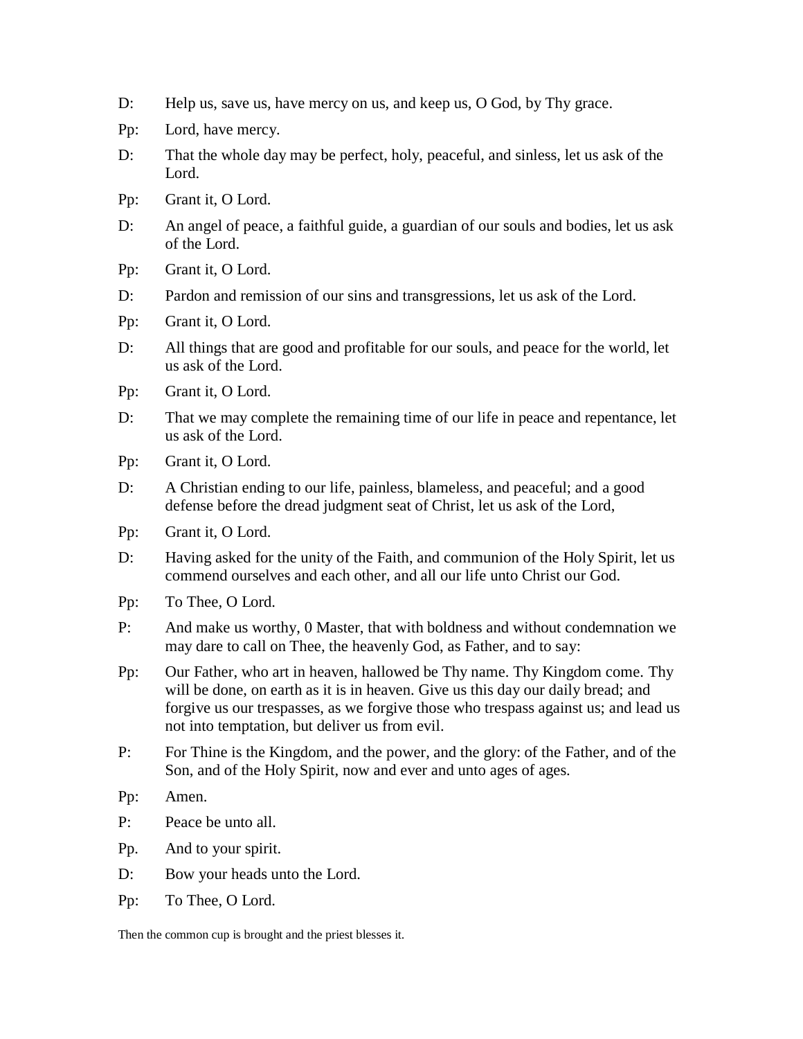D: Help us, save us, have mercy on us, and keep us, O God, by Thy grace.

Pp: Lord, have mercy.

D: That the whole day may be perfect, holy, peaceful, and sinless, let us ask of the Lord.

Pp: Grant it, O Lord.

D: An angel of peace, a faithful guide, a guardian of our souls and bodies, let us ask of the Lord.

Pp: Grant it, O Lord.

D: Pardon and remission of our sins and transgressions, let us ask of the Lord.

Pp: Grant it, O Lord.

D: All things that are good and profitable for our souls, and peace for the world, let us ask of the Lord.

Pp: Grant it, O Lord.

D: That we may complete the remaining time of our life in peace and repentance, let us ask of the Lord.

Pp: Grant it, O Lord.

D: A Christian ending to our life, painless, blameless, and peaceful; and a good defense before the dread judgment seat of Christ, let us ask of the Lord,

Pp: Grant it, O Lord.

D: Having asked for the unity of the Faith, and communion of the Holy Spirit, let us commend ourselves and each other, and all our life unto Christ our God.

Pp: To Thee, O Lord.

P: And make us worthy, 0 Master, that with boldness and without condemnation we may dare to call on Thee, the heavenly God, as Father, and to say:

Pp: Our Father, who art in heaven, hallowed be Thy name. Thy Kingdom come. Thy will be done, on earth as it is in heaven. Give us this day our daily bread; and forgive us our trespasses, as we forgive those who trespass against us; and lead us not into temptation, but deliver us from evil.

P: For Thine is the Kingdom, and the power, and the glory: of the Father, and of the Son, and of the Holy Spirit, now and ever and unto ages of ages.

Pp: Amen.

P: Peace be unto all.

Pp. And to your spirit.

D: Bow your heads unto the Lord.

Pp: To Thee, O Lord.

Then the common cup is brought and the priest blesses it.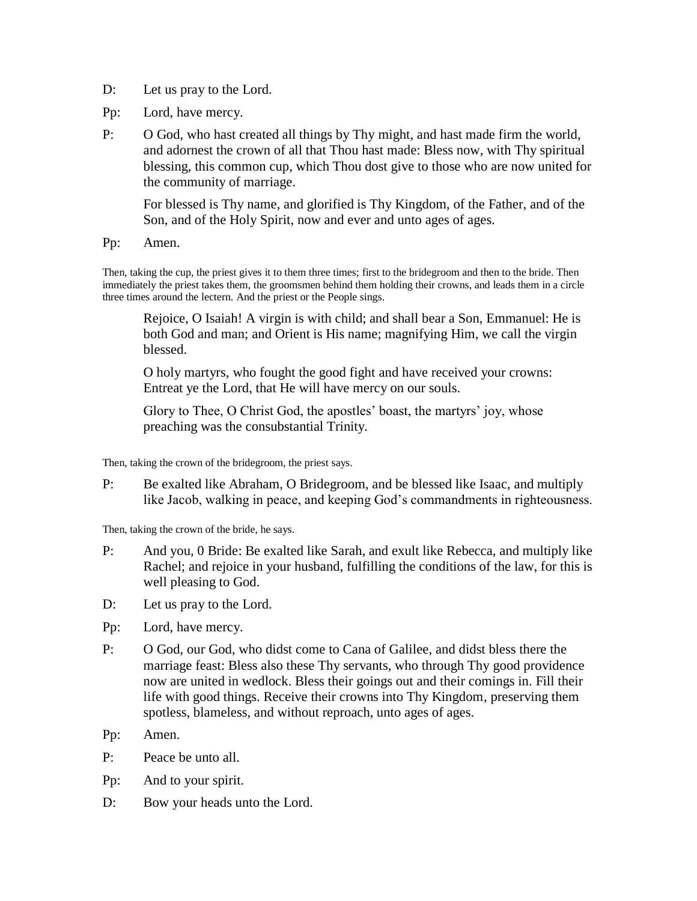D: Let us pray to the Lord.

Pp: Lord, have mercy.

P: O God, who hast created all things by Thy might, and hast made firm the world, and adornest the crown of all that Thou hast made: Bless now, with Thy spiritual blessing, this common cup, which Thou dost give to those who are now united for the community of marriage.

For blessed is Thy name, and glorified is Thy Kingdom, of the Father, and of the Son, and of the Holy Spirit, now and ever and unto ages of ages.

Pp: Amen.

Then, taking the cup, the priest gives it to them three times; first to the bridegroom and then to the bride. Then immediately the priest takes them, the groomsmen behind them holding their crowns, and leads them in a circle three times around the lectern. And the priest or the People sings.

> Rejoice, O Isaiah! A virgin is with child; and shall bear a Son, Emmanuel: He is both God and man; and Orient is His name; magnifying Him, we call the virgin blessed.
>
> O holy martyrs, who fought the good fight and have received your crowns: Entreat ye the Lord, that He will have mercy on our souls.
>
> Glory to Thee, O Christ God, the apostles' boast, the martyrs' joy, whose preaching was the consubstantial Trinity.

Then, taking the crown of the bridegroom, the priest says.

P: Be exalted like Abraham, O Bridegroom, and be blessed like Isaac, and multiply like Jacob, walking in peace, and keeping God's commandments in righteousness.

Then, taking the crown of the bride, he says.

P: And you, 0 Bride: Be exalted like Sarah, and exult like Rebecca, and multiply like Rachel; and rejoice in your husband, fulfilling the conditions of the law, for this is well pleasing to God.

D: Let us pray to the Lord.

Pp: Lord, have mercy.

P: O God, our God, who didst come to Cana of Galilee, and didst bless there the marriage feast: Bless also these Thy servants, who through Thy good providence now are united in wedlock. Bless their goings out and their comings in. Fill their life with good things. Receive their crowns into Thy Kingdom, preserving them spotless, blameless, and without reproach, unto ages of ages.

Pp: Amen.

P: Peace be unto all.

Pp: And to your spirit.

D: Bow your heads unto the Lord.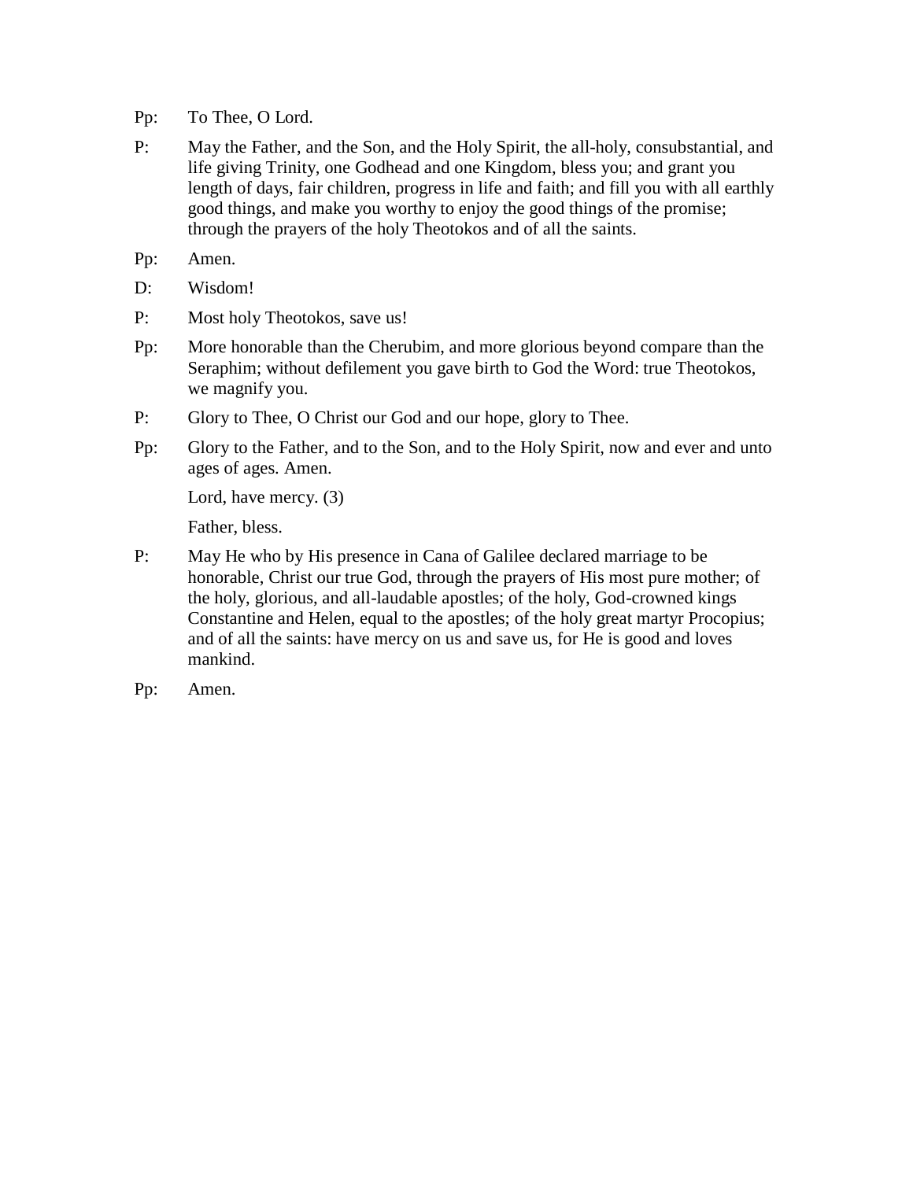Pp: To Thee, O Lord.

P: May the Father, and the Son, and the Holy Spirit, the all-holy, consubstantial, and life giving Trinity, one Godhead and one Kingdom, bless you; and grant you length of days, fair children, progress in life and faith; and fill you with all earthly good things, and make you worthy to enjoy the good things of the promise; through the prayers of the holy Theotokos and of all the saints.

Pp: Amen.

D: Wisdom!

P: Most holy Theotokos, save us!

Pp: More honorable than the Cherubim, and more glorious beyond compare than the Seraphim; without defilement you gave birth to God the Word: true Theotokos, we magnify you.

P: Glory to Thee, O Christ our God and our hope, glory to Thee.

Pp: Glory to the Father, and to the Son, and to the Holy Spirit, now and ever and unto ages of ages. Amen.

Lord, have mercy. (3)

Father, bless.

P: May He who by His presence in Cana of Galilee declared marriage to be honorable, Christ our true God, through the prayers of His most pure mother; of the holy, glorious, and all-laudable apostles; of the holy, God-crowned kings Constantine and Helen, equal to the apostles; of the holy great martyr Procopius; and of all the saints: have mercy on us and save us, for He is good and loves mankind.

Pp: Amen.